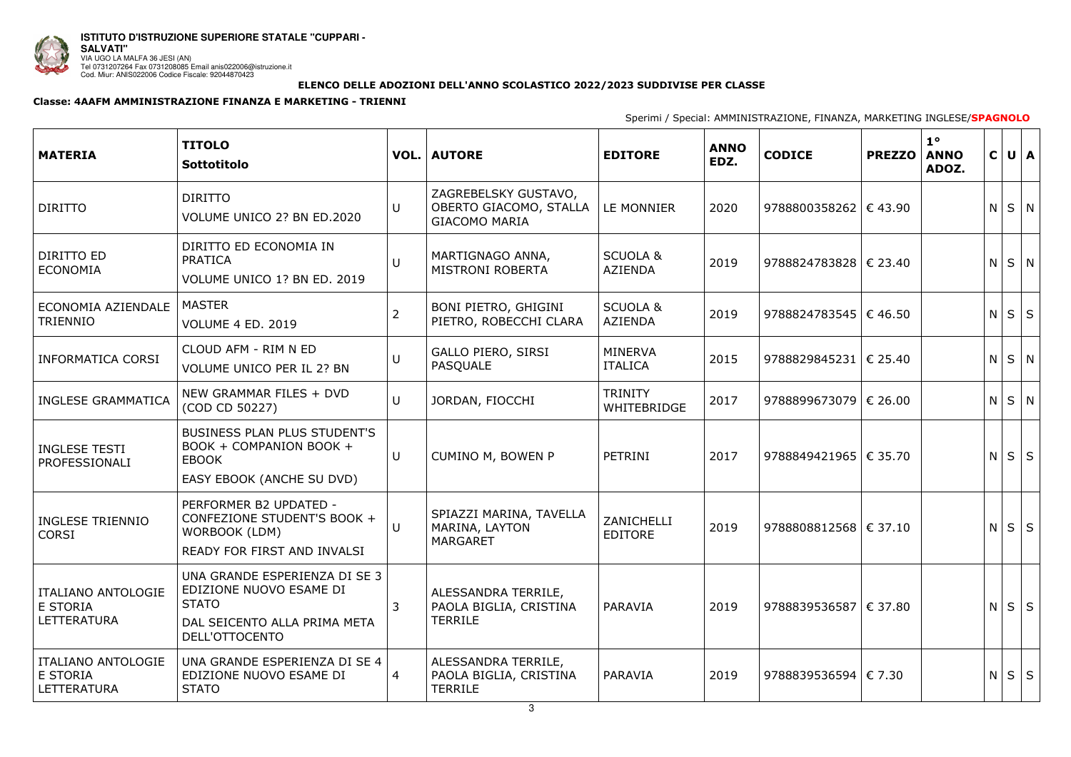**ISTITUTO D'ISTRUZIONE SUPERIORE STATALE "CUPPARI - SALVATI"**
VIA UGO LA MALFA 36 JESI (AN)
Tel 0731207264 Fax 0731208085 Email anis022006@istruzione.it
Cod. Miur: ANIS022006 Codice Fiscale: 92044870423

## ELENCO DELLE ADOZIONI DELL'ANNO SCOLASTICO 2022/2023 SUDDIVISE PER CLASSE

### Classe: 4AAFM AMMINISTRAZIONE FINANZA E MARKETING - TRIENNI

Sperimi / Special: AMMINISTRAZIONE, FINANZA, MARKETING INGLESE/**SPAGNOLO**

| MATERIA | TITOLO Sottotitolo | VOL. | AUTORE | EDITORE | ANNO EDZ. | CODICE | PREZZO | 1° ANNO ADOZ. | C | U | A |
|---|---|---|---|---|---|---|---|---|---|---|---|
| DIRITTO | DIRITTO<br>VOLUME UNICO 2? BN ED.2020 | U | ZAGREBELSKY GUSTAVO, OBERTO GIACOMO, STALLA GIACOMO MARIA | LE MONNIER | 2020 | 9788800358262 | € 43.90 | | N | S | N |
| DIRITTO ED ECONOMIA | DIRITTO ED ECONOMIA IN PRATICA<br>VOLUME UNICO 1? BN ED. 2019 | U | MARTIGNAGO ANNA, MISTRONI ROBERTA | SCUOLA & AZIENDA | 2019 | 9788824783828 | € 23.40 | | N | S | N |
| ECONOMIA AZIENDALE TRIENNIO | MASTER<br>VOLUME 4 ED. 2019 | 2 | BONI PIETRO, GHIGINI PIETRO, ROBECCHI CLARA | SCUOLA & AZIENDA | 2019 | 9788824783545 | € 46.50 | | N | S | S |
| INFORMATICA CORSI | CLOUD AFM - RIM N ED<br>VOLUME UNICO PER IL 2? BN | U | GALLO PIERO, SIRSI PASQUALE | MINERVA ITALICA | 2015 | 9788829845231 | € 25.40 | | N | S | N |
| INGLESE GRAMMATICA | NEW GRAMMAR FILES + DVD (COD CD 50227) | U | JORDAN, FIOCCHI | TRINITY WHITEBRIDGE | 2017 | 9788899673079 | € 26.00 | | N | S | N |
| INGLESE TESTI PROFESSIONALI | BUSINESS PLAN PLUS STUDENT'S BOOK + COMPANION BOOK + EBOOK<br>EASY EBOOK (ANCHE SU DVD) | U | CUMINO M, BOWEN P | PETRINI | 2017 | 9788849421965 | € 35.70 | | N | S | S |
| INGLESE TRIENNIO CORSI | PERFORMER B2 UPDATED - CONFEZIONE STUDENT'S BOOK + WORBOOK (LDM)<br>READY FOR FIRST AND INVALSI | U | SPIAZZI MARINA, TAVELLA MARINA, LAYTON MARGARET | ZANICHELLI EDITORE | 2019 | 9788808812568 | € 37.10 | | N | S | S |
| ITALIANO ANTOLOGIE E STORIA LETTERATURA | UNA GRANDE ESPERIENZA DI SE 3 EDIZIONE NUOVO ESAME DI STATO<br>DAL SEICENTO ALLA PRIMA META DELL'OTTOCENTO | 3 | ALESSANDRA TERRILE, PAOLA BIGLIA, CRISTINA TERRILE | PARAVIA | 2019 | 9788839536587 | € 37.80 | | N | S | S |
| ITALIANO ANTOLOGIE E STORIA LETTERATURA | UNA GRANDE ESPERIENZA DI SE 4 EDIZIONE NUOVO ESAME DI STATO | 4 | ALESSANDRA TERRILE, PAOLA BIGLIA, CRISTINA TERRILE | PARAVIA | 2019 | 9788839536594 | € 7.30 | | N | S | S |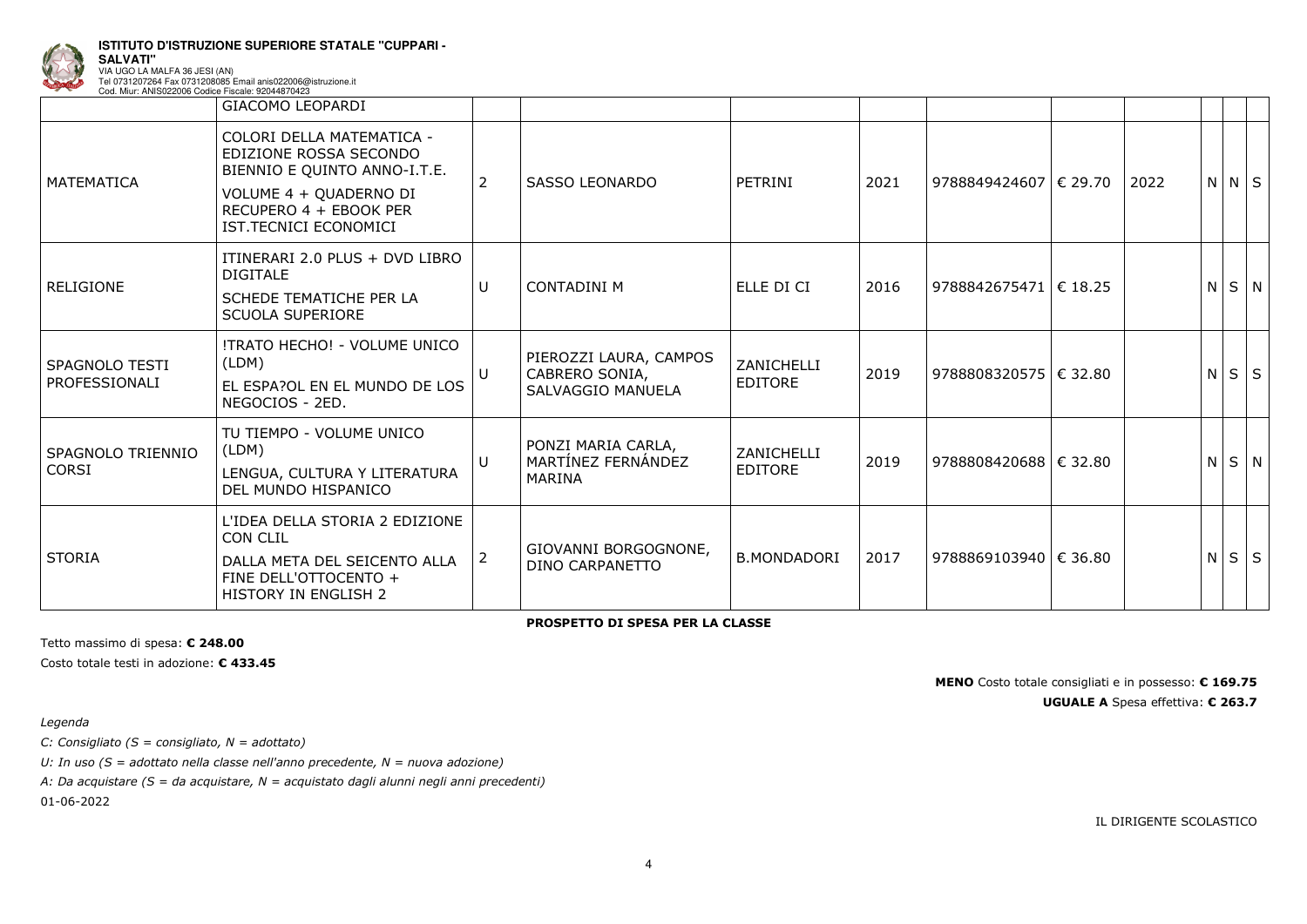**ISTITUTO D'ISTRUZIONE SUPERIORE STATALE "CUPPARI - SALVATI"**
VIA UGO LA MALFA 36 JESI (AN)
Tel 0731207264 Fax 0731208085 Email anis022006@istruzione.it
Cod. Miur: ANIS022006 Codice Fiscale: 92044870423

| | | | | | | | | | | | |
|---|---|---|---|---|---|---|---|---|---|---|---|
| | GIACOMO LEOPARDI | | | | | | | | | | |
| MATEMATICA | COLORI DELLA MATEMATICA - EDIZIONE ROSSA SECONDO BIENNIO E QUINTO ANNO-I.T.E.<br>VOLUME 4 + QUADERNO DI RECUPERO 4 + EBOOK PER IST.TECNICI ECONOMICI | 2 | SASSO LEONARDO | PETRINI | 2021 | 9788849424607 | € 29.70 | 2022 | N | N | S |
| RELIGIONE | ITINERARI 2.0 PLUS + DVD LIBRO DIGITALE<br>SCHEDE TEMATICHE PER LA SCUOLA SUPERIORE | U | CONTADINI M | ELLE DI CI | 2016 | 9788842675471 | € 18.25 | | N | S | N |
| SPAGNOLO TESTI PROFESSIONALI | !TRATO HECHO! - VOLUME UNICO (LDM)<br>EL ESPA?OL EN EL MUNDO DE LOS NEGOCIOS - 2ED. | U | PIEROZZI LAURA, CAMPOS CABRERO SONIA, SALVAGGIO MANUELA | ZANICHELLI EDITORE | 2019 | 9788808320575 | € 32.80 | | N | S | S |
| SPAGNOLO TRIENNIO CORSI | TU TIEMPO - VOLUME UNICO (LDM)<br>LENGUA, CULTURA Y LITERATURA DEL MUNDO HISPANICO | U | PONZI MARIA CARLA, MARTÍNEZ FERNÁNDEZ MARINA | ZANICHELLI EDITORE | 2019 | 9788808420688 | € 32.80 | | N | S | N |
| STORIA | L'IDEA DELLA STORIA 2 EDIZIONE CON CLIL<br>DALLA META DEL SEICENTO ALLA FINE DELL'OTTOCENTO + HISTORY IN ENGLISH 2 | 2 | GIOVANNI BORGOGNONE, DINO CARPANETTO | B.MONDADORI | 2017 | 9788869103940 | € 36.80 | | N | S | S |

**PROSPETTO DI SPESA PER LA CLASSE**

Tetto massimo di spesa: **€ 248.00**

Costo totale testi in adozione: **€ 433.45**

**MENO** Costo totale consigliati e in possesso: **€ 169.75**

**UGUALE A** Spesa effettiva: **€ 263.7**

*Legenda*

*C: Consigliato (S = consigliato, N = adottato)*

*U: In uso (S = adottato nella classe nell'anno precedente, N = nuova adozione)*

*A: Da acquistare (S = da acquistare, N = acquistato dagli alunni negli anni precedenti)*

01-06-2022

IL DIRIGENTE SCOLASTICO